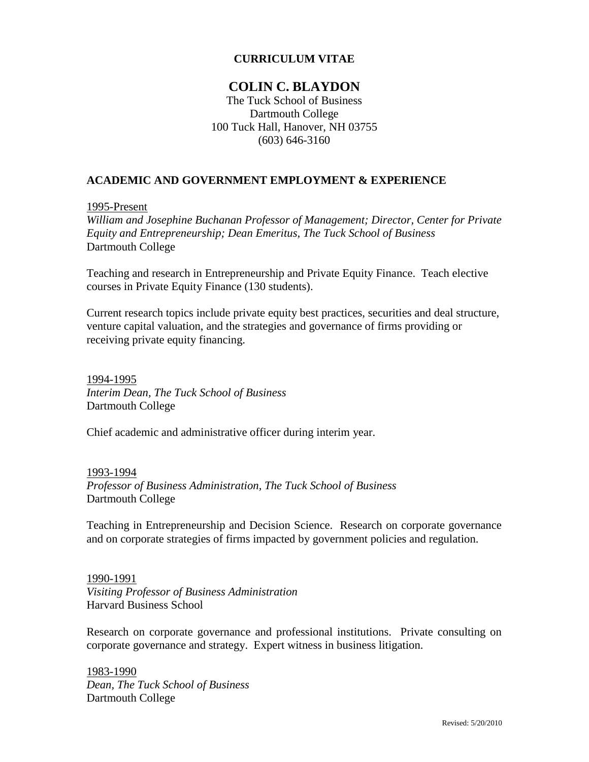**CURRICULUM VITAE**

# COLIN C. BLAYDON

The Tuck School of Business
Dartmouth College
100 Tuck Hall, Hanover, NH 03755
(603) 646-3160

## ACADEMIC AND GOVERNMENT EMPLOYMENT & EXPERIENCE

1995-Present
*William and Josephine Buchanan Professor of Management; Director, Center for Private Equity and Entrepreneurship; Dean Emeritus, The Tuck School of Business*
Dartmouth College

Teaching and research in Entrepreneurship and Private Equity Finance. Teach elective courses in Private Equity Finance (130 students).

Current research topics include private equity best practices, securities and deal structure, venture capital valuation, and the strategies and governance of firms providing or receiving private equity financing.

1994-1995
*Interim Dean, The Tuck School of Business*
Dartmouth College

Chief academic and administrative officer during interim year.

1993-1994
*Professor of Business Administration, The Tuck School of Business*
Dartmouth College

Teaching in Entrepreneurship and Decision Science. Research on corporate governance and on corporate strategies of firms impacted by government policies and regulation.

1990-1991
*Visiting Professor of Business Administration*
Harvard Business School

Research on corporate governance and professional institutions. Private consulting on corporate governance and strategy. Expert witness in business litigation.

1983-1990
*Dean, The Tuck School of Business*
Dartmouth College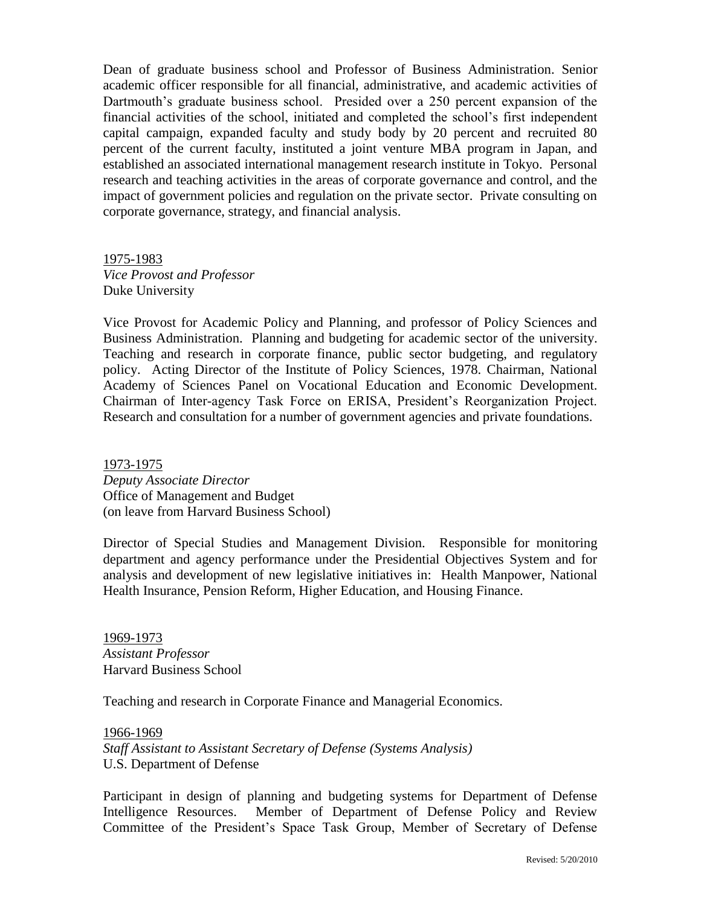Dean of graduate business school and Professor of Business Administration. Senior academic officer responsible for all financial, administrative, and academic activities of Dartmouth's graduate business school. Presided over a 250 percent expansion of the financial activities of the school, initiated and completed the school's first independent capital campaign, expanded faculty and study body by 20 percent and recruited 80 percent of the current faculty, instituted a joint venture MBA program in Japan, and established an associated international management research institute in Tokyo. Personal research and teaching activities in the areas of corporate governance and control, and the impact of government policies and regulation on the private sector. Private consulting on corporate governance, strategy, and financial analysis.

<u>1975-1983</u>
*Vice Provost and Professor*
Duke University

Vice Provost for Academic Policy and Planning, and professor of Policy Sciences and Business Administration. Planning and budgeting for academic sector of the university. Teaching and research in corporate finance, public sector budgeting, and regulatory policy. Acting Director of the Institute of Policy Sciences, 1978. Chairman, National Academy of Sciences Panel on Vocational Education and Economic Development. Chairman of Inter-agency Task Force on ERISA, President's Reorganization Project. Research and consultation for a number of government agencies and private foundations.

<u>1973-1975</u>
*Deputy Associate Director*
Office of Management and Budget
(on leave from Harvard Business School)

Director of Special Studies and Management Division. Responsible for monitoring department and agency performance under the Presidential Objectives System and for analysis and development of new legislative initiatives in: Health Manpower, National Health Insurance, Pension Reform, Higher Education, and Housing Finance.

<u>1969-1973</u>
*Assistant Professor*
Harvard Business School

Teaching and research in Corporate Finance and Managerial Economics.

<u>1966-1969</u>
*Staff Assistant to Assistant Secretary of Defense (Systems Analysis)*
U.S. Department of Defense

Participant in design of planning and budgeting systems for Department of Defense Intelligence Resources. Member of Department of Defense Policy and Review Committee of the President's Space Task Group, Member of Secretary of Defense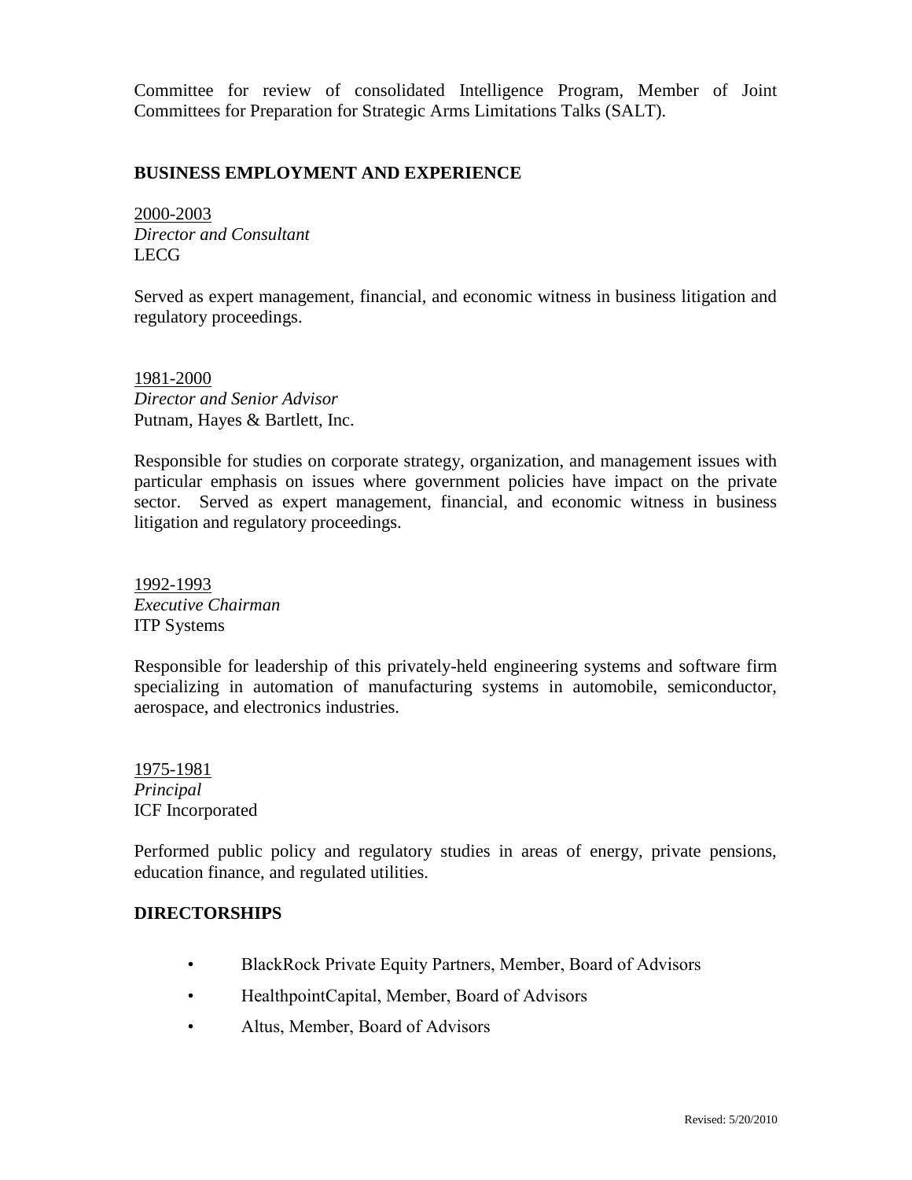Committee for review of consolidated Intelligence Program, Member of Joint Committees for Preparation for Strategic Arms Limitations Talks (SALT).

## BUSINESS EMPLOYMENT AND EXPERIENCE

2000-2003
*Director and Consultant*
LECG

Served as expert management, financial, and economic witness in business litigation and regulatory proceedings.

1981-2000
*Director and Senior Advisor*
Putnam, Hayes & Bartlett, Inc.

Responsible for studies on corporate strategy, organization, and management issues with particular emphasis on issues where government policies have impact on the private sector. Served as expert management, financial, and economic witness in business litigation and regulatory proceedings.

1992-1993
*Executive Chairman*
ITP Systems

Responsible for leadership of this privately-held engineering systems and software firm specializing in automation of manufacturing systems in automobile, semiconductor, aerospace, and electronics industries.

1975-1981
*Principal*
ICF Incorporated

Performed public policy and regulatory studies in areas of energy, private pensions, education finance, and regulated utilities.

## DIRECTORSHIPS

- BlackRock Private Equity Partners, Member, Board of Advisors
- HealthpointCapital, Member, Board of Advisors
- Altus, Member, Board of Advisors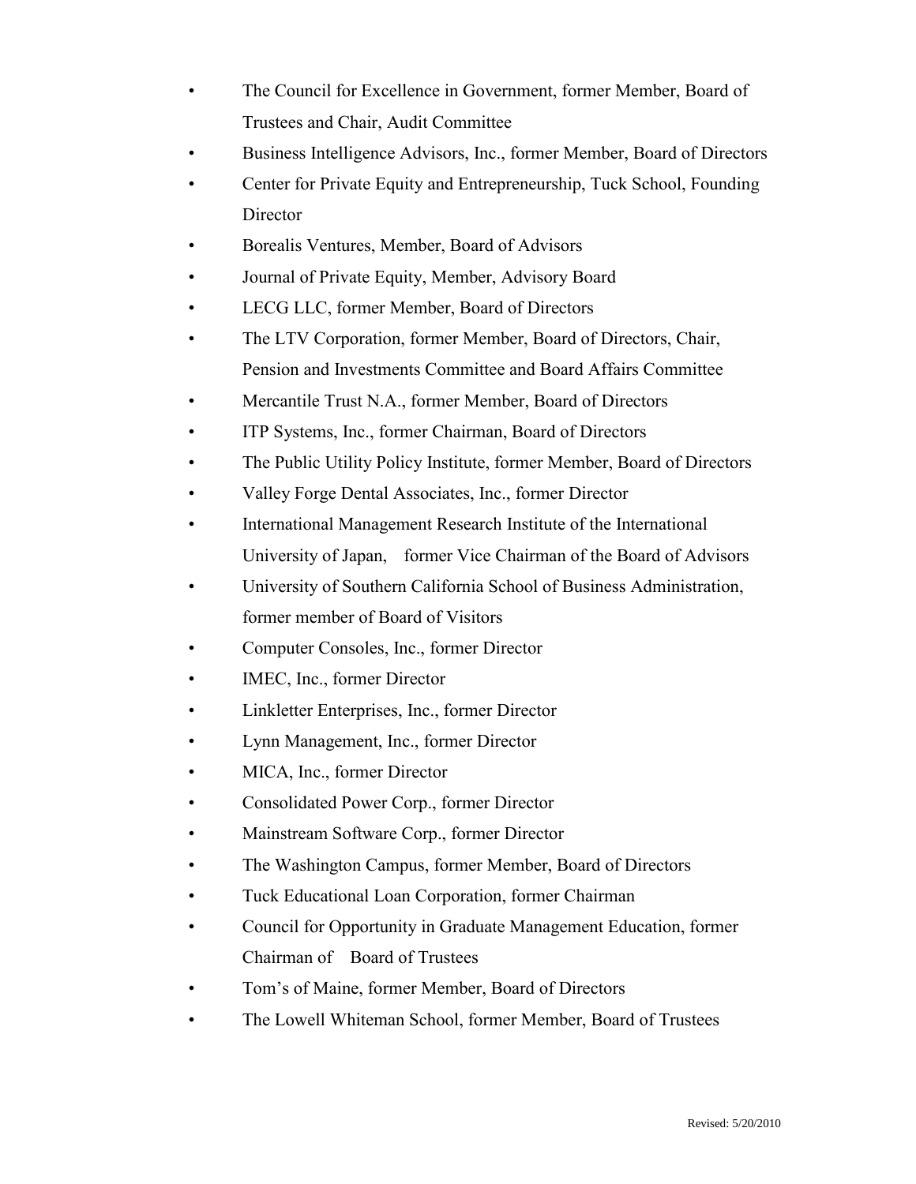- The Council for Excellence in Government, former Member, Board of Trustees and Chair, Audit Committee
- Business Intelligence Advisors, Inc., former Member, Board of Directors
- Center for Private Equity and Entrepreneurship, Tuck School, Founding Director
- Borealis Ventures, Member, Board of Advisors
- Journal of Private Equity, Member, Advisory Board
- LECG LLC, former Member, Board of Directors
- The LTV Corporation, former Member, Board of Directors, Chair, Pension and Investments Committee and Board Affairs Committee
- Mercantile Trust N.A., former Member, Board of Directors
- ITP Systems, Inc., former Chairman, Board of Directors
- The Public Utility Policy Institute, former Member, Board of Directors
- Valley Forge Dental Associates, Inc., former Director
- International Management Research Institute of the International University of Japan, former Vice Chairman of the Board of Advisors
- University of Southern California School of Business Administration, former member of Board of Visitors
- Computer Consoles, Inc., former Director
- IMEC, Inc., former Director
- Linkletter Enterprises, Inc., former Director
- Lynn Management, Inc., former Director
- MICA, Inc., former Director
- Consolidated Power Corp., former Director
- Mainstream Software Corp., former Director
- The Washington Campus, former Member, Board of Directors
- Tuck Educational Loan Corporation, former Chairman
- Council for Opportunity in Graduate Management Education, former Chairman of Board of Trustees
- Tom's of Maine, former Member, Board of Directors
- The Lowell Whiteman School, former Member, Board of Trustees

Revised: 5/20/2010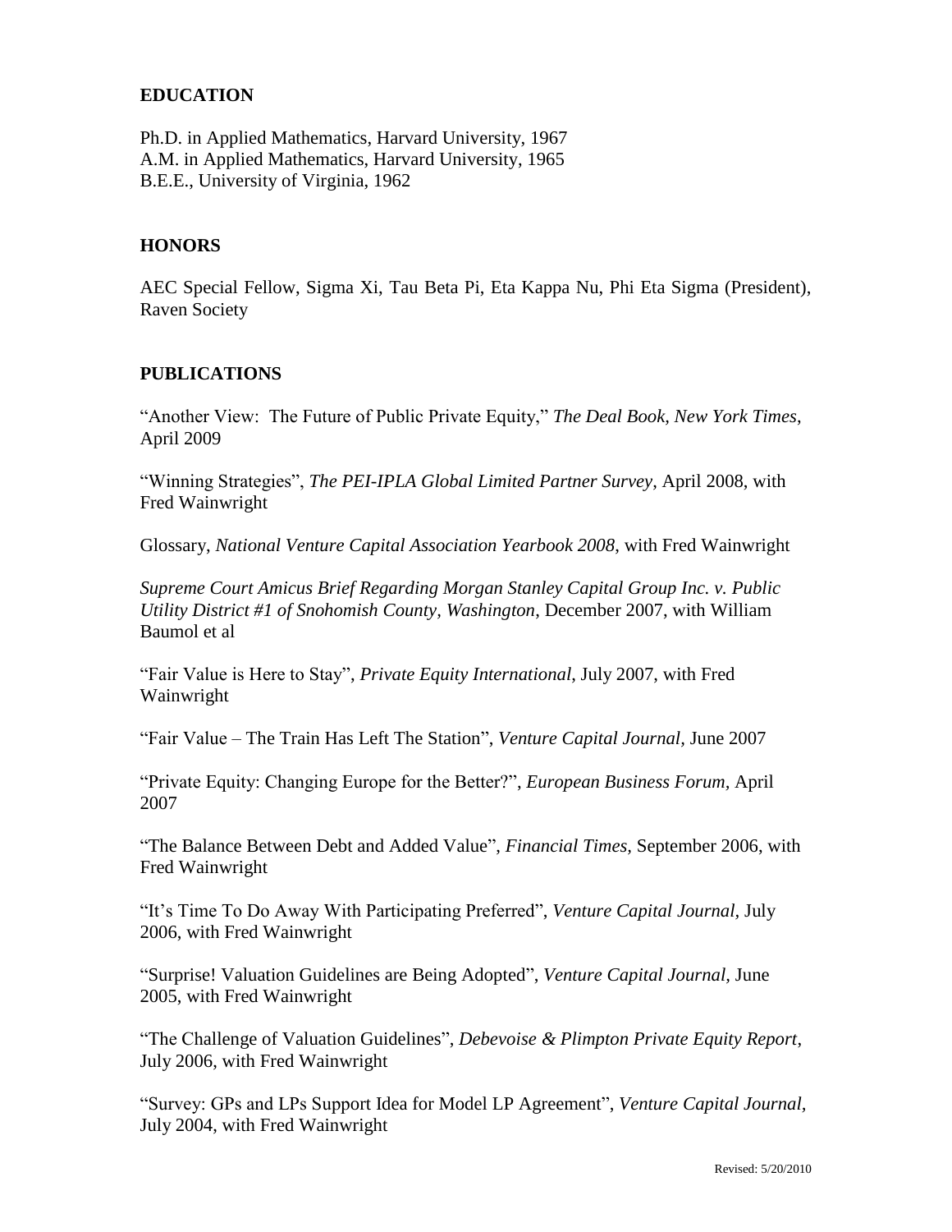## EDUCATION

Ph.D. in Applied Mathematics, Harvard University, 1967
A.M. in Applied Mathematics, Harvard University, 1965
B.E.E., University of Virginia, 1962

## HONORS

AEC Special Fellow, Sigma Xi, Tau Beta Pi, Eta Kappa Nu, Phi Eta Sigma (President), Raven Society

## PUBLICATIONS

"Another View: The Future of Public Private Equity," *The Deal Book, New York Times*, April 2009

"Winning Strategies", *The PEI-IPLA Global Limited Partner Survey*, April 2008, with Fred Wainwright

Glossary, *National Venture Capital Association Yearbook 2008*, with Fred Wainwright

*Supreme Court Amicus Brief Regarding Morgan Stanley Capital Group Inc. v. Public Utility District #1 of Snohomish County, Washington*, December 2007, with William Baumol et al

"Fair Value is Here to Stay", *Private Equity International*, July 2007, with Fred Wainwright

"Fair Value – The Train Has Left The Station", *Venture Capital Journal*, June 2007

"Private Equity: Changing Europe for the Better?", *European Business Forum*, April 2007

"The Balance Between Debt and Added Value", *Financial Times*, September 2006, with Fred Wainwright

"It's Time To Do Away With Participating Preferred", *Venture Capital Journal*, July 2006, with Fred Wainwright

"Surprise! Valuation Guidelines are Being Adopted", *Venture Capital Journal*, June 2005, with Fred Wainwright

"The Challenge of Valuation Guidelines", *Debevoise & Plimpton Private Equity Report*, July 2006, with Fred Wainwright

"Survey: GPs and LPs Support Idea for Model LP Agreement", *Venture Capital Journal*, July 2004, with Fred Wainwright

Revised: 5/20/2010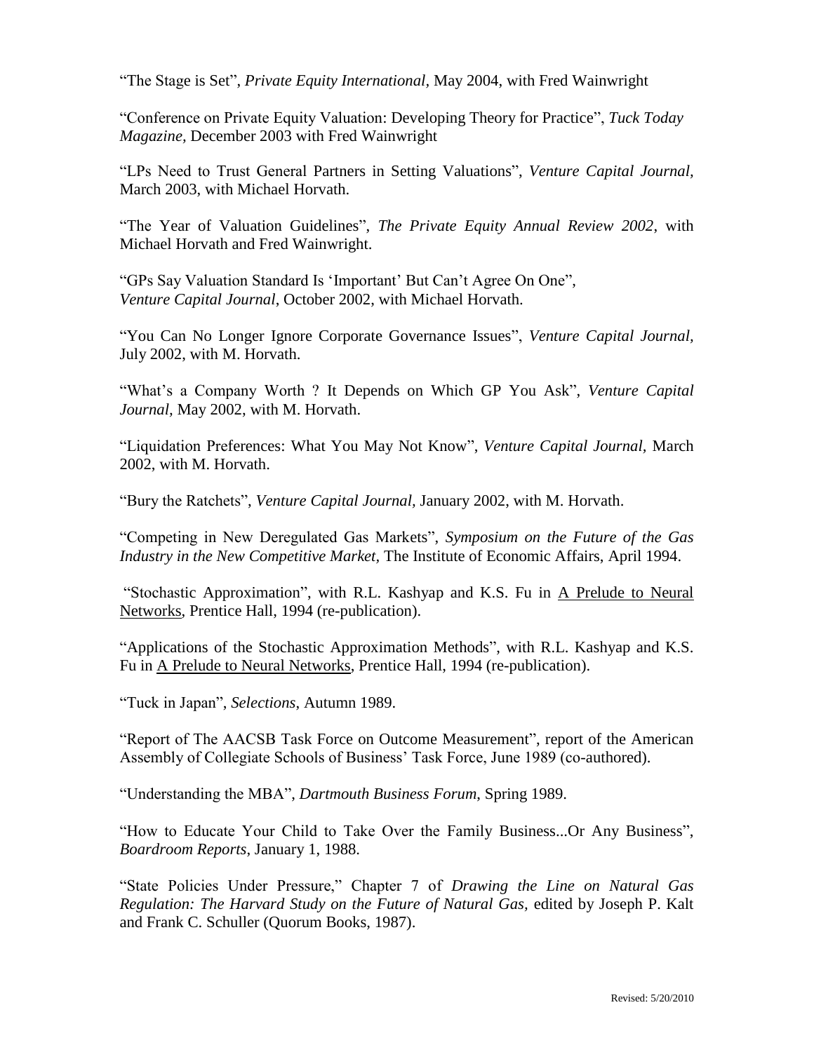"The Stage is Set", *Private Equity International*, May 2004, with Fred Wainwright

"Conference on Private Equity Valuation: Developing Theory for Practice", *Tuck Today Magazine,* December 2003 with Fred Wainwright

"LPs Need to Trust General Partners in Setting Valuations", *Venture Capital Journal*, March 2003, with Michael Horvath.

"The Year of Valuation Guidelines", *The Private Equity Annual Review 2002*, with Michael Horvath and Fred Wainwright.

"GPs Say Valuation Standard Is 'Important' But Can't Agree On One", *Venture Capital Journal*, October 2002, with Michael Horvath.

"You Can No Longer Ignore Corporate Governance Issues", *Venture Capital Journal*, July 2002, with M. Horvath.

"What's a Company Worth ? It Depends on Which GP You Ask", *Venture Capital Journal,* May 2002, with M. Horvath.

"Liquidation Preferences: What You May Not Know", *Venture Capital Journal*, March 2002, with M. Horvath.

"Bury the Ratchets", *Venture Capital Journal,* January 2002, with M. Horvath.

"Competing in New Deregulated Gas Markets", *Symposium on the Future of the Gas Industry in the New Competitive Market*, The Institute of Economic Affairs, April 1994.

"Stochastic Approximation", with R.L. Kashyap and K.S. Fu in A Prelude to Neural Networks, Prentice Hall, 1994 (re-publication).

"Applications of the Stochastic Approximation Methods", with R.L. Kashyap and K.S. Fu in A Prelude to Neural Networks, Prentice Hall, 1994 (re-publication).

"Tuck in Japan", *Selections*, Autumn 1989.

"Report of The AACSB Task Force on Outcome Measurement", report of the American Assembly of Collegiate Schools of Business' Task Force, June 1989 (co-authored).

"Understanding the MBA", *Dartmouth Business Forum*, Spring 1989.

"How to Educate Your Child to Take Over the Family Business...Or Any Business", *Boardroom Reports*, January 1, 1988.

"State Policies Under Pressure," Chapter 7 of *Drawing the Line on Natural Gas Regulation: The Harvard Study on the Future of Natural Gas,* edited by Joseph P. Kalt and Frank C. Schuller (Quorum Books, 1987).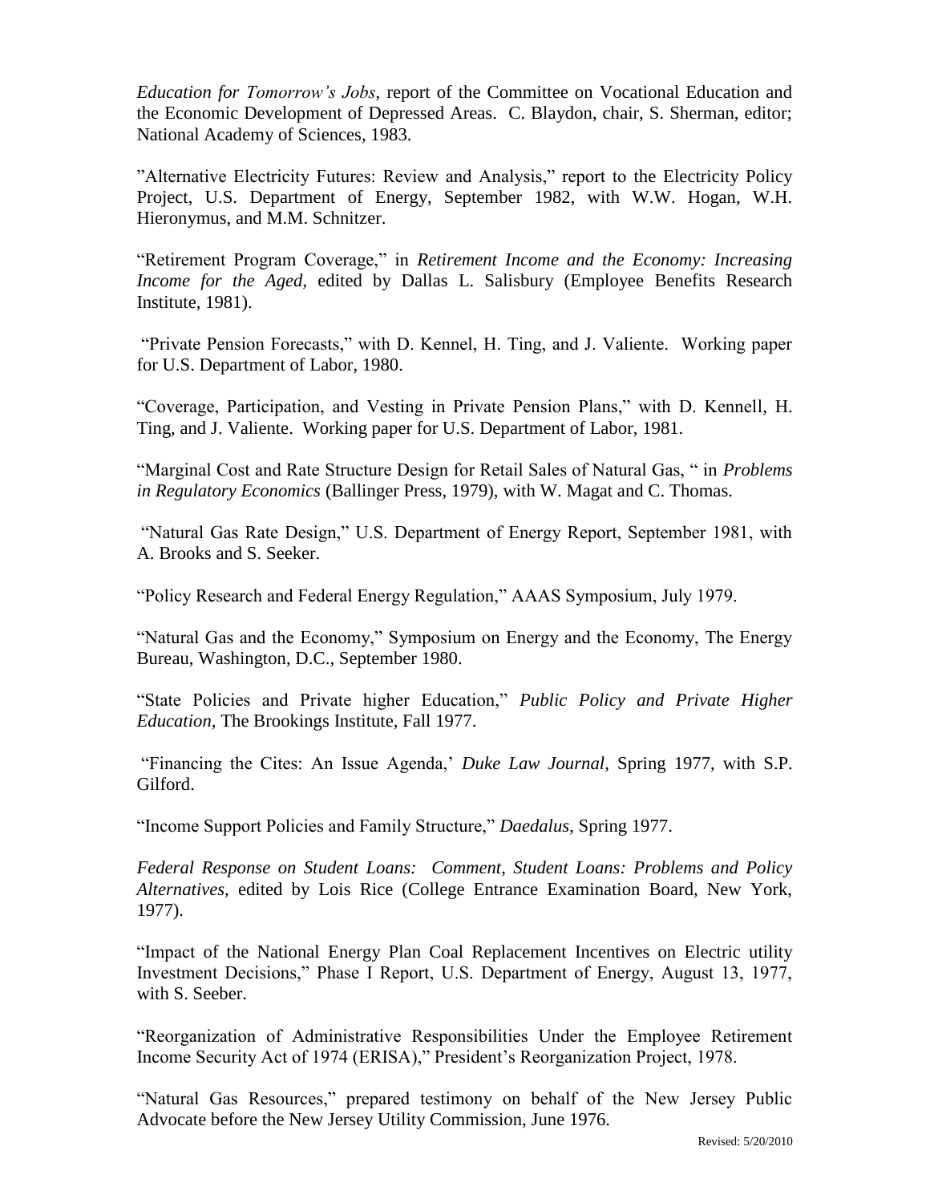*Education for Tomorrow's Jobs*, report of the Committee on Vocational Education and the Economic Development of Depressed Areas. C. Blaydon, chair, S. Sherman, editor; National Academy of Sciences, 1983.

"Alternative Electricity Futures: Review and Analysis," report to the Electricity Policy Project, U.S. Department of Energy, September 1982, with W.W. Hogan, W.H. Hieronymus, and M.M. Schnitzer.

"Retirement Program Coverage," in *Retirement Income and the Economy: Increasing Income for the Aged,* edited by Dallas L. Salisbury (Employee Benefits Research Institute, 1981).

"Private Pension Forecasts," with D. Kennel, H. Ting, and J. Valiente. Working paper for U.S. Department of Labor, 1980.

"Coverage, Participation, and Vesting in Private Pension Plans," with D. Kennell, H. Ting, and J. Valiente. Working paper for U.S. Department of Labor, 1981.

"Marginal Cost and Rate Structure Design for Retail Sales of Natural Gas, " in *Problems in Regulatory Economics* (Ballinger Press, 1979), with W. Magat and C. Thomas.

"Natural Gas Rate Design," U.S. Department of Energy Report, September 1981, with A. Brooks and S. Seeker.

"Policy Research and Federal Energy Regulation," AAAS Symposium, July 1979.

"Natural Gas and the Economy," Symposium on Energy and the Economy, The Energy Bureau, Washington, D.C., September 1980.

"State Policies and Private higher Education," *Public Policy and Private Higher Education,* The Brookings Institute, Fall 1977.

"Financing the Cites: An Issue Agenda,' *Duke Law Journal*, Spring 1977, with S.P. Gilford.

"Income Support Policies and Family Structure," *Daedalus*, Spring 1977.

*Federal Response on Student Loans: Comment, Student Loans: Problems and Policy Alternatives,* edited by Lois Rice (College Entrance Examination Board, New York, 1977).

"Impact of the National Energy Plan Coal Replacement Incentives on Electric utility Investment Decisions," Phase I Report, U.S. Department of Energy, August 13, 1977, with S. Seeber.

"Reorganization of Administrative Responsibilities Under the Employee Retirement Income Security Act of 1974 (ERISA)," President's Reorganization Project, 1978.

"Natural Gas Resources," prepared testimony on behalf of the New Jersey Public Advocate before the New Jersey Utility Commission, June 1976.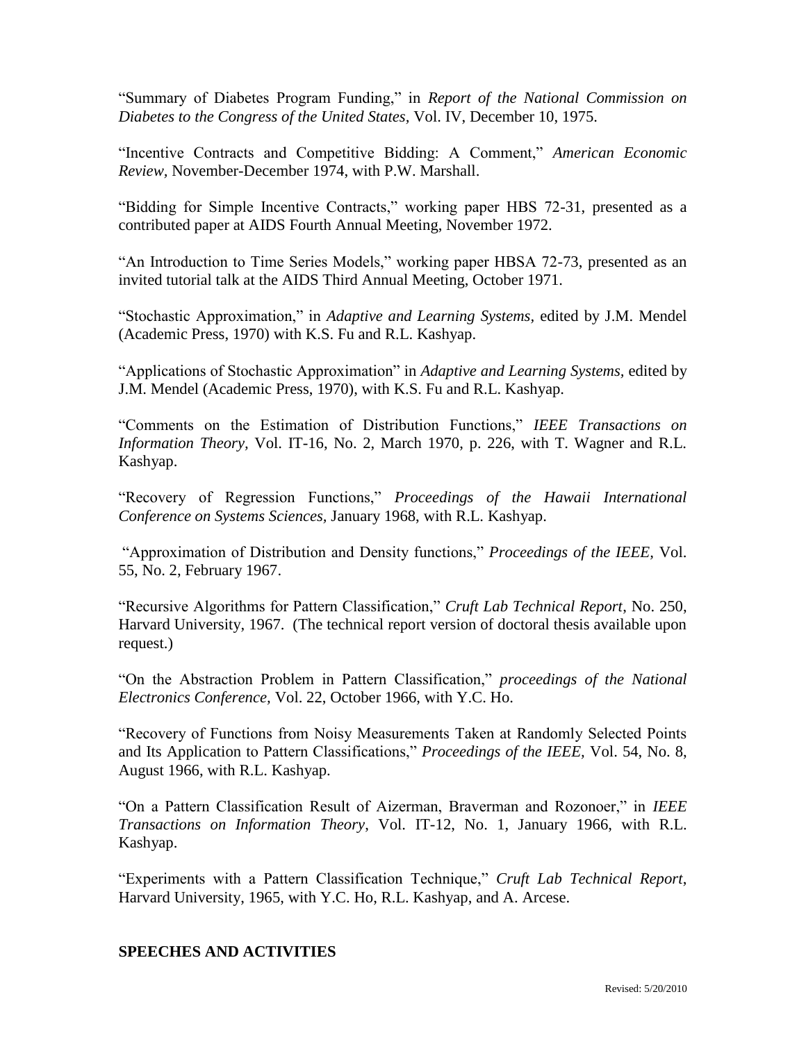“Summary of Diabetes Program Funding,” in *Report of the National Commission on Diabetes to the Congress of the United States*, Vol. IV, December 10, 1975.

“Incentive Contracts and Competitive Bidding: A Comment,” *American Economic Review,* November-December 1974, with P.W. Marshall.

“Bidding for Simple Incentive Contracts,” working paper HBS 72-31, presented as a contributed paper at AIDS Fourth Annual Meeting, November 1972.

“An Introduction to Time Series Models,” working paper HBSA 72-73, presented as an invited tutorial talk at the AIDS Third Annual Meeting, October 1971.

“Stochastic Approximation,” in *Adaptive and Learning Systems,* edited by J.M. Mendel (Academic Press, 1970) with K.S. Fu and R.L. Kashyap.

“Applications of Stochastic Approximation” in *Adaptive and Learning Systems,* edited by J.M. Mendel (Academic Press, 1970), with K.S. Fu and R.L. Kashyap.

“Comments on the Estimation of Distribution Functions,” *IEEE Transactions on Information Theory*, Vol. IT-16, No. 2, March 1970, p. 226, with T. Wagner and R.L. Kashyap.

“Recovery of Regression Functions,” *Proceedings of the Hawaii International Conference on Systems Sciences*, January 1968, with R.L. Kashyap.

“Approximation of Distribution and Density functions,” *Proceedings of the IEEE,* Vol. 55, No. 2, February 1967.

“Recursive Algorithms for Pattern Classification,” *Cruft Lab Technical Report*, No. 250, Harvard University, 1967. (The technical report version of doctoral thesis available upon request.)

“On the Abstraction Problem in Pattern Classification,” *proceedings of the National Electronics Conference,* Vol. 22, October 1966, with Y.C. Ho.

“Recovery of Functions from Noisy Measurements Taken at Randomly Selected Points and Its Application to Pattern Classifications,” *Proceedings of the IEEE*, Vol. 54, No. 8, August 1966, with R.L. Kashyap.

“On a Pattern Classification Result of Aizerman, Braverman and Rozonoer,” in *IEEE Transactions on Information Theory*, Vol. IT-12, No. 1, January 1966, with R.L. Kashyap.

“Experiments with a Pattern Classification Technique,” *Cruft Lab Technical Report*, Harvard University, 1965, with Y.C. Ho, R.L. Kashyap, and A. Arcese.

## SPEECHES AND ACTIVITIES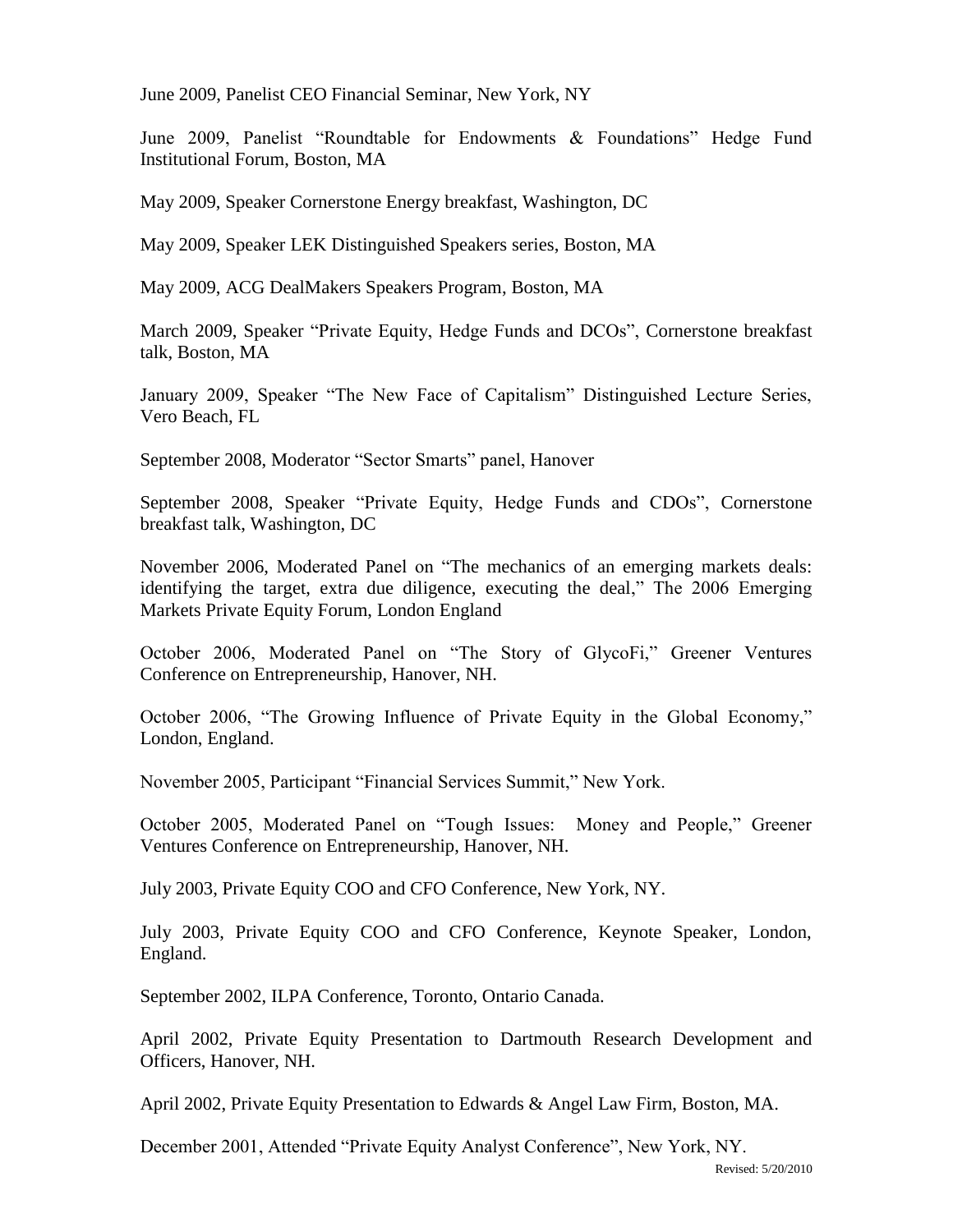June 2009, Panelist CEO Financial Seminar, New York, NY

June 2009, Panelist "Roundtable for Endowments & Foundations" Hedge Fund Institutional Forum, Boston, MA

May 2009, Speaker Cornerstone Energy breakfast, Washington, DC

May 2009, Speaker LEK Distinguished Speakers series, Boston, MA

May 2009, ACG DealMakers Speakers Program, Boston, MA

March 2009, Speaker "Private Equity, Hedge Funds and DCOs", Cornerstone breakfast talk, Boston, MA

January 2009, Speaker "The New Face of Capitalism" Distinguished Lecture Series, Vero Beach, FL

September 2008, Moderator "Sector Smarts" panel, Hanover

September 2008, Speaker "Private Equity, Hedge Funds and CDOs", Cornerstone breakfast talk, Washington, DC

November 2006, Moderated Panel on "The mechanics of an emerging markets deals: identifying the target, extra due diligence, executing the deal," The 2006 Emerging Markets Private Equity Forum, London England

October 2006, Moderated Panel on "The Story of GlycoFi," Greener Ventures Conference on Entrepreneurship, Hanover, NH.

October 2006, "The Growing Influence of Private Equity in the Global Economy," London, England.

November 2005, Participant "Financial Services Summit," New York.

October 2005, Moderated Panel on "Tough Issues: Money and People," Greener Ventures Conference on Entrepreneurship, Hanover, NH.

July 2003, Private Equity COO and CFO Conference, New York, NY.

July 2003, Private Equity COO and CFO Conference, Keynote Speaker, London, England.

September 2002, ILPA Conference, Toronto, Ontario Canada.

April 2002, Private Equity Presentation to Dartmouth Research Development and Officers, Hanover, NH.

April 2002, Private Equity Presentation to Edwards & Angel Law Firm, Boston, MA.

December 2001, Attended "Private Equity Analyst Conference", New York, NY.

Revised: 5/20/2010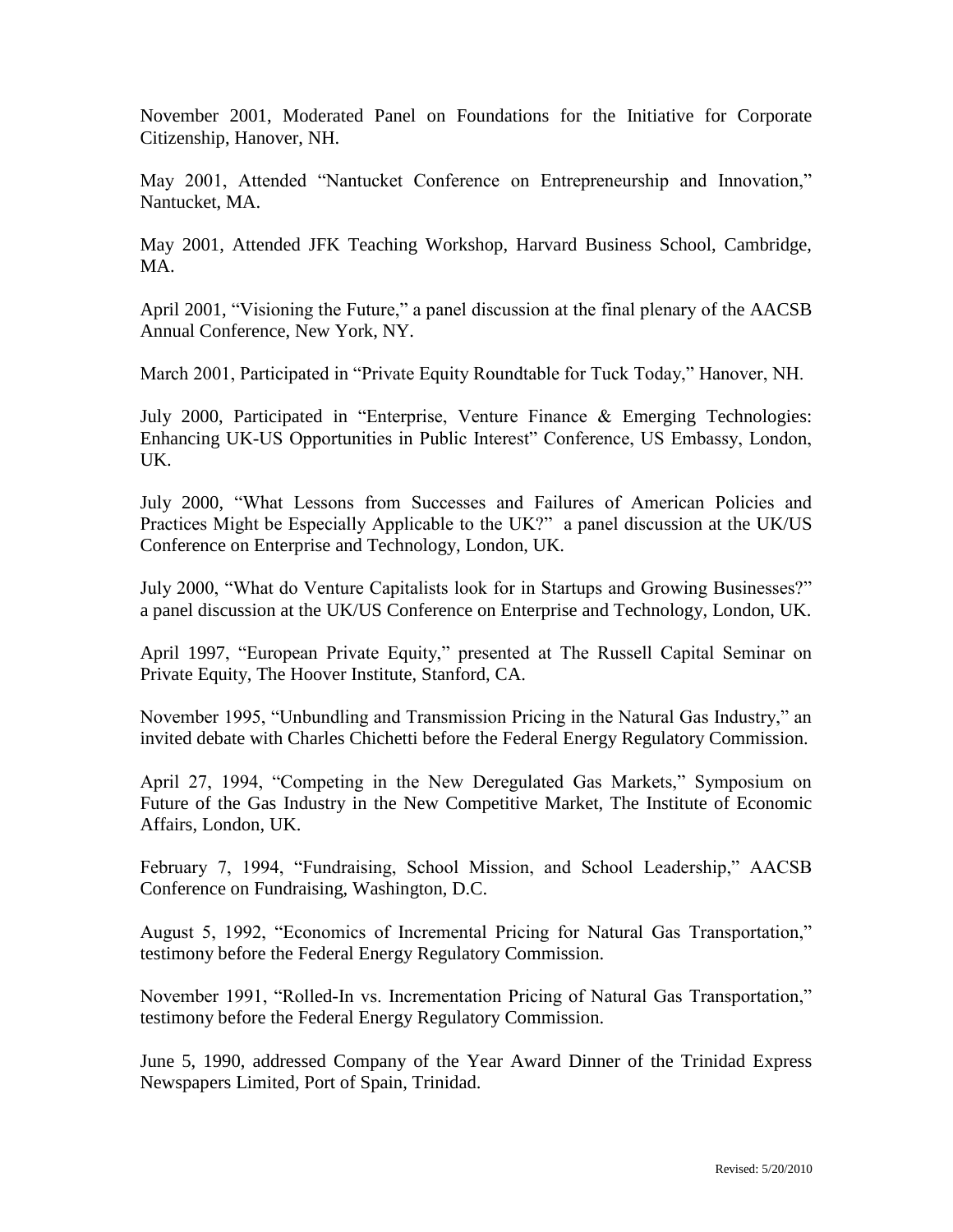November 2001, Moderated Panel on Foundations for the Initiative for Corporate Citizenship, Hanover, NH.

May 2001, Attended "Nantucket Conference on Entrepreneurship and Innovation," Nantucket, MA.

May 2001, Attended JFK Teaching Workshop, Harvard Business School, Cambridge, MA.

April 2001, "Visioning the Future," a panel discussion at the final plenary of the AACSB Annual Conference, New York, NY.

March 2001, Participated in "Private Equity Roundtable for Tuck Today," Hanover, NH.

July 2000, Participated in "Enterprise, Venture Finance & Emerging Technologies: Enhancing UK-US Opportunities in Public Interest" Conference, US Embassy, London, UK.

July 2000, "What Lessons from Successes and Failures of American Policies and Practices Might be Especially Applicable to the UK?" a panel discussion at the UK/US Conference on Enterprise and Technology, London, UK.

July 2000, "What do Venture Capitalists look for in Startups and Growing Businesses?" a panel discussion at the UK/US Conference on Enterprise and Technology, London, UK.

April 1997, "European Private Equity," presented at The Russell Capital Seminar on Private Equity, The Hoover Institute, Stanford, CA.

November 1995, "Unbundling and Transmission Pricing in the Natural Gas Industry," an invited debate with Charles Chichetti before the Federal Energy Regulatory Commission.

April 27, 1994, "Competing in the New Deregulated Gas Markets," Symposium on Future of the Gas Industry in the New Competitive Market, The Institute of Economic Affairs, London, UK.

February 7, 1994, "Fundraising, School Mission, and School Leadership," AACSB Conference on Fundraising, Washington, D.C.

August 5, 1992, "Economics of Incremental Pricing for Natural Gas Transportation," testimony before the Federal Energy Regulatory Commission.

November 1991, "Rolled-In vs. Incrementation Pricing of Natural Gas Transportation," testimony before the Federal Energy Regulatory Commission.

June 5, 1990, addressed Company of the Year Award Dinner of the Trinidad Express Newspapers Limited, Port of Spain, Trinidad.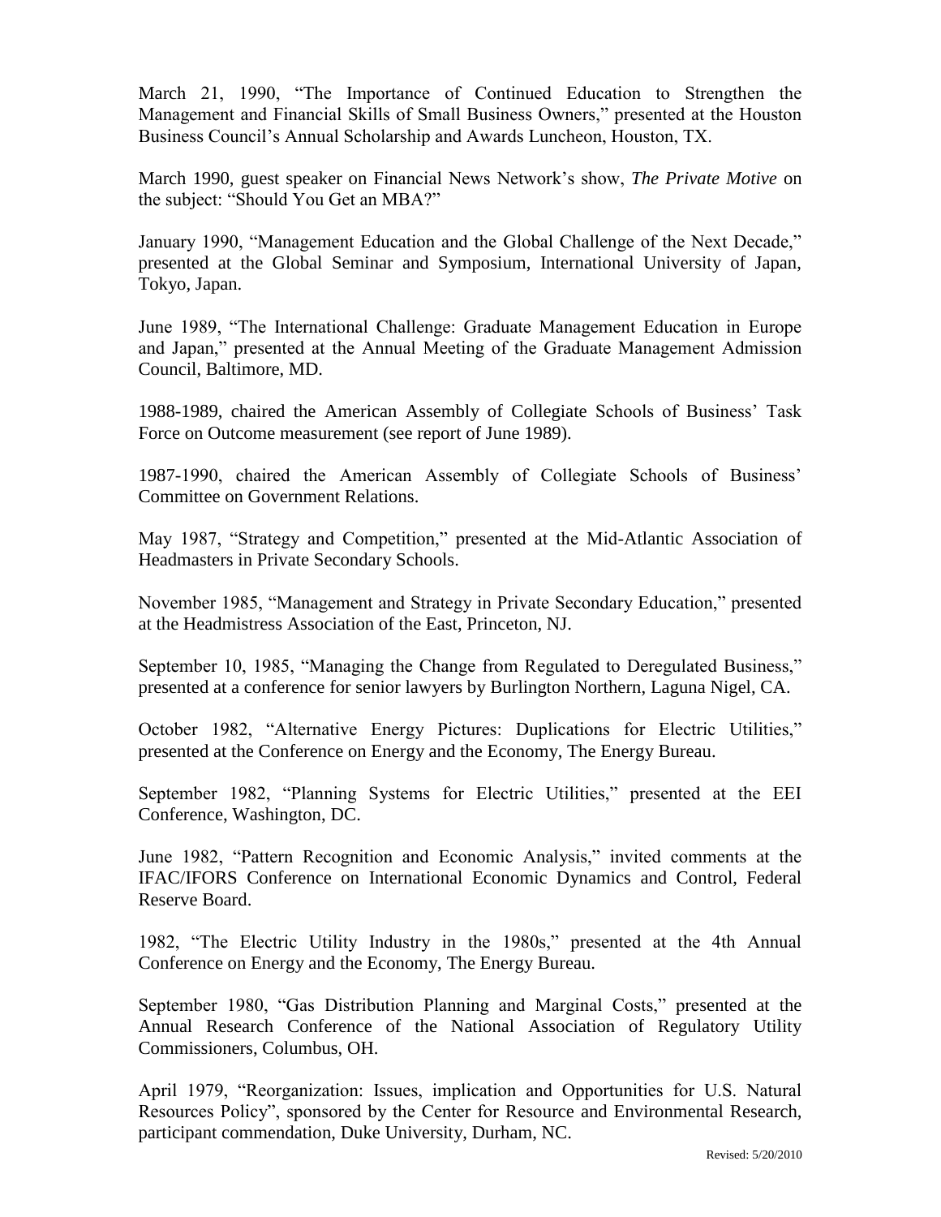March 21, 1990, "The Importance of Continued Education to Strengthen the Management and Financial Skills of Small Business Owners," presented at the Houston Business Council's Annual Scholarship and Awards Luncheon, Houston, TX.

March 1990, guest speaker on Financial News Network's show, *The Private Motive* on the subject: "Should You Get an MBA?"

January 1990, "Management Education and the Global Challenge of the Next Decade," presented at the Global Seminar and Symposium, International University of Japan, Tokyo, Japan.

June 1989, "The International Challenge: Graduate Management Education in Europe and Japan," presented at the Annual Meeting of the Graduate Management Admission Council, Baltimore, MD.

1988-1989, chaired the American Assembly of Collegiate Schools of Business' Task Force on Outcome measurement (see report of June 1989).

1987-1990, chaired the American Assembly of Collegiate Schools of Business' Committee on Government Relations.

May 1987, "Strategy and Competition," presented at the Mid-Atlantic Association of Headmasters in Private Secondary Schools.

November 1985, "Management and Strategy in Private Secondary Education," presented at the Headmistress Association of the East, Princeton, NJ.

September 10, 1985, "Managing the Change from Regulated to Deregulated Business," presented at a conference for senior lawyers by Burlington Northern, Laguna Nigel, CA.

October 1982, "Alternative Energy Pictures: Duplications for Electric Utilities," presented at the Conference on Energy and the Economy, The Energy Bureau.

September 1982, "Planning Systems for Electric Utilities," presented at the EEI Conference, Washington, DC.

June 1982, "Pattern Recognition and Economic Analysis," invited comments at the IFAC/IFORS Conference on International Economic Dynamics and Control, Federal Reserve Board.

1982, "The Electric Utility Industry in the 1980s," presented at the 4th Annual Conference on Energy and the Economy, The Energy Bureau.

September 1980, "Gas Distribution Planning and Marginal Costs," presented at the Annual Research Conference of the National Association of Regulatory Utility Commissioners, Columbus, OH.

April 1979, "Reorganization: Issues, implication and Opportunities for U.S. Natural Resources Policy", sponsored by the Center for Resource and Environmental Research, participant commendation, Duke University, Durham, NC.

Revised: 5/20/2010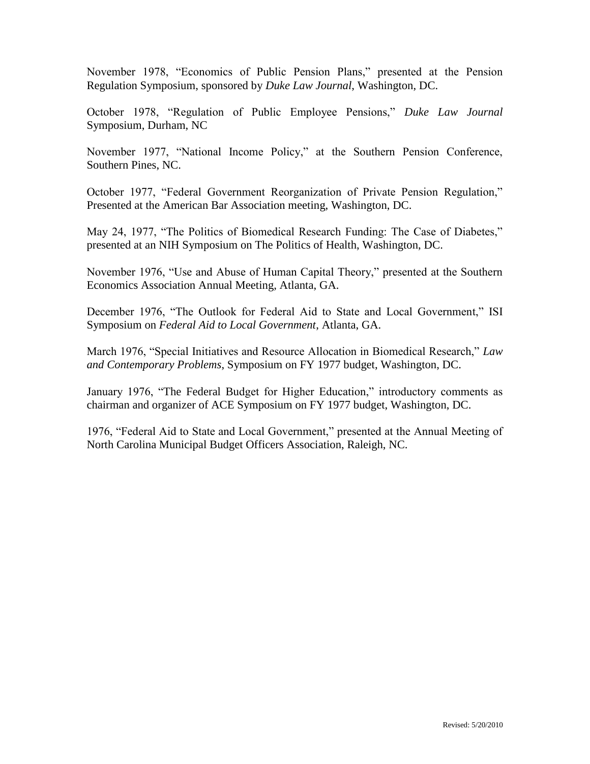November 1978, “Economics of Public Pension Plans,” presented at the Pension Regulation Symposium, sponsored by *Duke Law Journal*, Washington, DC.

October 1978, “Regulation of Public Employee Pensions,” *Duke Law Journal* Symposium, Durham, NC

November 1977, “National Income Policy,” at the Southern Pension Conference, Southern Pines, NC.

October 1977, “Federal Government Reorganization of Private Pension Regulation,” Presented at the American Bar Association meeting, Washington, DC.

May 24, 1977, “The Politics of Biomedical Research Funding: The Case of Diabetes,” presented at an NIH Symposium on The Politics of Health, Washington, DC.

November 1976, “Use and Abuse of Human Capital Theory,” presented at the Southern Economics Association Annual Meeting, Atlanta, GA.

December 1976, “The Outlook for Federal Aid to State and Local Government,” ISI Symposium on *Federal Aid to Local Government*, Atlanta, GA.

March 1976, “Special Initiatives and Resource Allocation in Biomedical Research,” *Law and Contemporary Problems*, Symposium on FY 1977 budget, Washington, DC.

January 1976, “The Federal Budget for Higher Education,” introductory comments as chairman and organizer of ACE Symposium on FY 1977 budget, Washington, DC.

1976, “Federal Aid to State and Local Government,” presented at the Annual Meeting of North Carolina Municipal Budget Officers Association, Raleigh, NC.

Revised: 5/20/2010